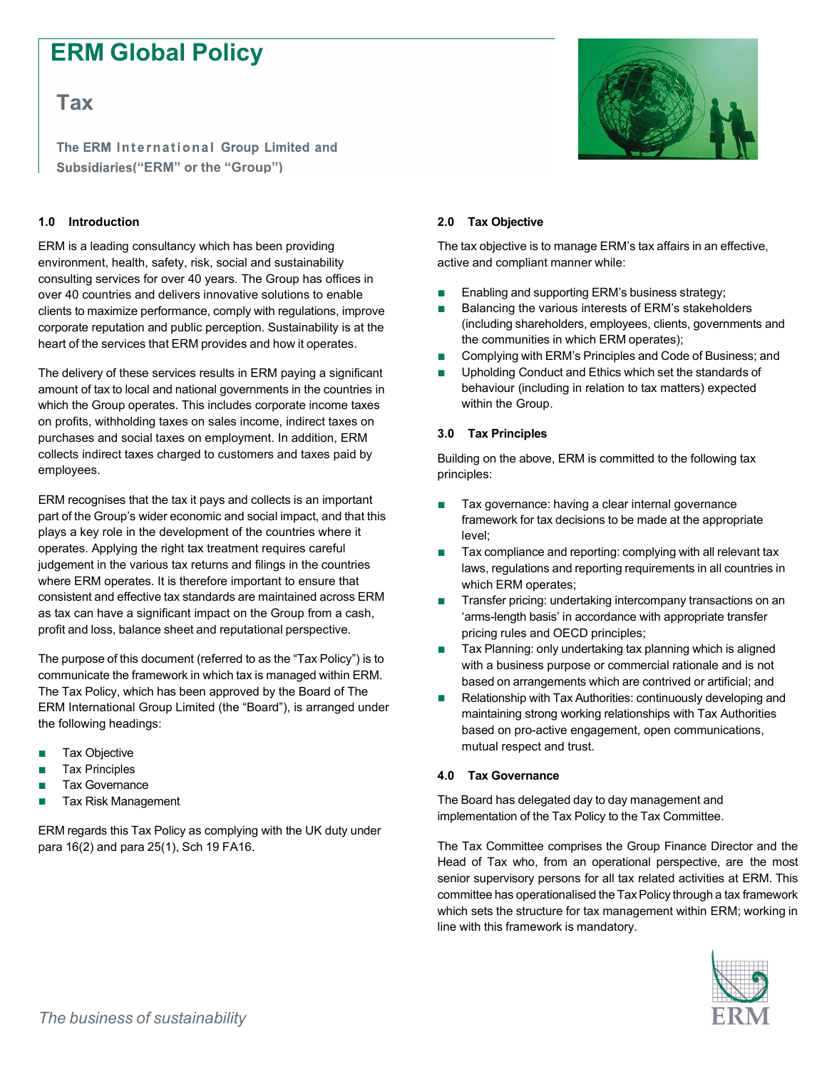# ERM Global Policy

## Tax

**The ERM International Group Limited and Subsidiaries("ERM" or the "Group")**

### 1.0 Introduction

ERM is a leading consultancy which has been providing environment, health, safety, risk, social and sustainability consulting services for over 40 years. The Group has offices in over 40 countries and delivers innovative solutions to enable clients to maximize performance, comply with regulations, improve corporate reputation and public perception. Sustainability is at the heart of the services that ERM provides and how it operates.

The delivery of these services results in ERM paying a significant amount of tax to local and national governments in the countries in which the Group operates. This includes corporate income taxes on profits, withholding taxes on sales income, indirect taxes on purchases and social taxes on employment. In addition, ERM collects indirect taxes charged to customers and taxes paid by employees.

ERM recognises that the tax it pays and collects is an important part of the Group's wider economic and social impact, and that this plays a key role in the development of the countries where it operates. Applying the right tax treatment requires careful judgement in the various tax returns and filings in the countries where ERM operates. It is therefore important to ensure that consistent and effective tax standards are maintained across ERM as tax can have a significant impact on the Group from a cash, profit and loss, balance sheet and reputational perspective.

The purpose of this document (referred to as the "Tax Policy") is to communicate the framework in which tax is managed within ERM. The Tax Policy, which has been approved by the Board of The ERM International Group Limited (the "Board"), is arranged under the following headings:

- Tax Objective
- Tax Principles
- Tax Governance
- Tax Risk Management

ERM regards this Tax Policy as complying with the UK duty under para 16(2) and para 25(1), Sch 19 FA16.

### 2.0 Tax Objective

The tax objective is to manage ERM's tax affairs in an effective, active and compliant manner while:

- Enabling and supporting ERM's business strategy;
- Balancing the various interests of ERM's stakeholders (including shareholders, employees, clients, governments and the communities in which ERM operates);
- Complying with ERM's Principles and Code of Business; and
- Upholding Conduct and Ethics which set the standards of behaviour (including in relation to tax matters) expected within the Group.

### 3.0 Tax Principles

Building on the above, ERM is committed to the following tax principles:

- Tax governance: having a clear internal governance framework for tax decisions to be made at the appropriate level;
- Tax compliance and reporting: complying with all relevant tax laws, regulations and reporting requirements in all countries in which ERM operates;
- Transfer pricing: undertaking intercompany transactions on an 'arms-length basis' in accordance with appropriate transfer pricing rules and OECD principles;
- Tax Planning: only undertaking tax planning which is aligned with a business purpose or commercial rationale and is not based on arrangements which are contrived or artificial; and
- Relationship with Tax Authorities: continuously developing and maintaining strong working relationships with Tax Authorities based on pro-active engagement, open communications, mutual respect and trust.

### 4.0 Tax Governance

The Board has delegated day to day management and implementation of the Tax Policy to the Tax Committee.

The Tax Committee comprises the Group Finance Director and the Head of Tax who, from an operational perspective, are the most senior supervisory persons for all tax related activities at ERM. This committee has operationalised the Tax Policy through a tax framework which sets the structure for tax management within ERM; working in line with this framework is mandatory.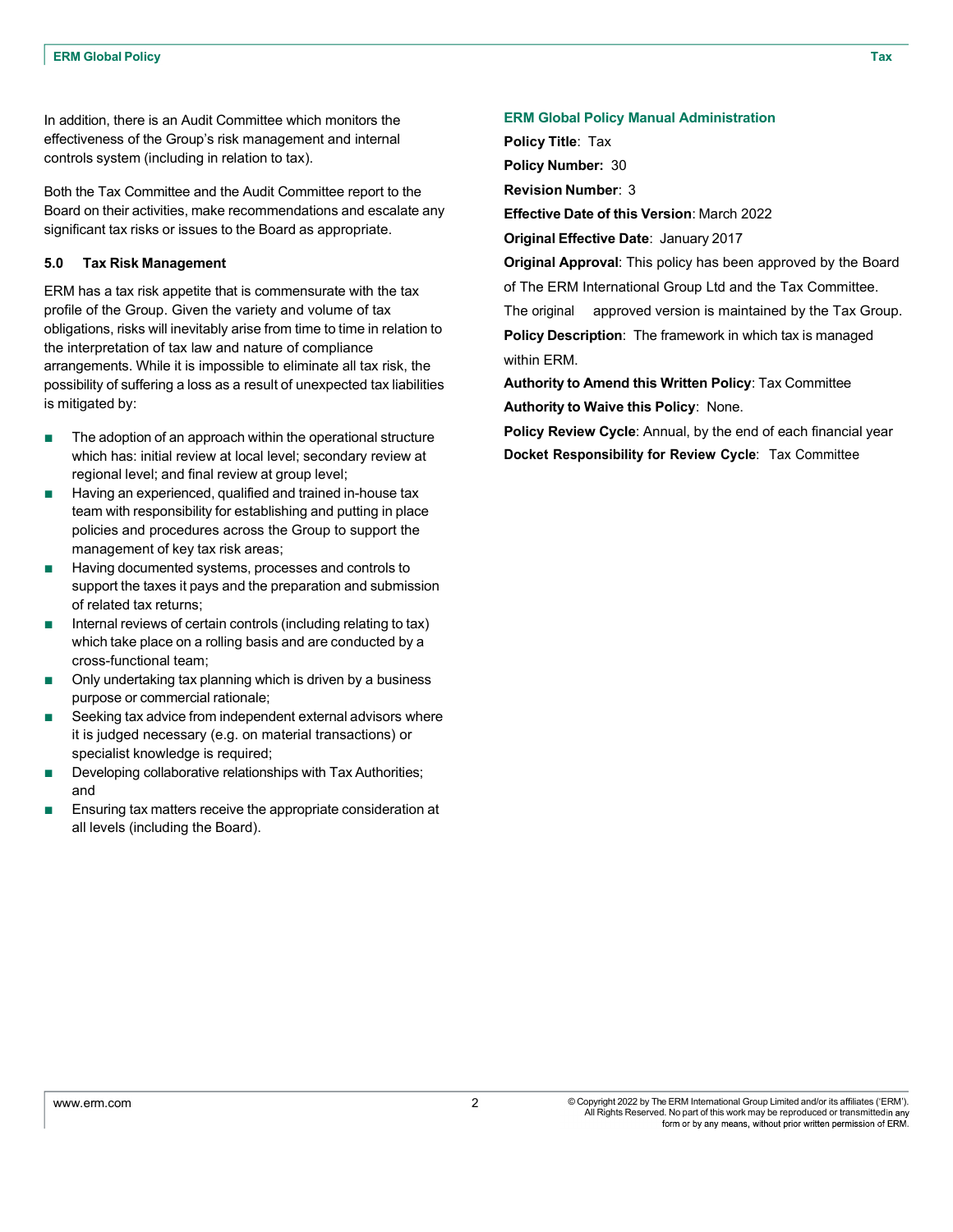In addition, there is an Audit Committee which monitors the effectiveness of the Group's risk management and internal controls system (including in relation to tax).

Both the Tax Committee and the Audit Committee report to the Board on their activities, make recommendations and escalate any significant tax risks or issues to the Board as appropriate.

### 5.0 Tax Risk Management

ERM has a tax risk appetite that is commensurate with the tax profile of the Group. Given the variety and volume of tax obligations, risks will inevitably arise from time to time in relation to the interpretation of tax law and nature of compliance arrangements. While it is impossible to eliminate all tax risk, the possibility of suffering a loss as a result of unexpected tax liabilities is mitigated by:

- The adoption of an approach within the operational structure which has: initial review at local level; secondary review at regional level; and final review at group level;
- Having an experienced, qualified and trained in-house tax team with responsibility for establishing and putting in place policies and procedures across the Group to support the management of key tax risk areas;
- Having documented systems, processes and controls to support the taxes it pays and the preparation and submission of related tax returns;
- Internal reviews of certain controls (including relating to tax) which take place on a rolling basis and are conducted by a cross-functional team;
- Only undertaking tax planning which is driven by a business purpose or commercial rationale;
- Seeking tax advice from independent external advisors where it is judged necessary (e.g. on material transactions) or specialist knowledge is required;
- Developing collaborative relationships with Tax Authorities; and
- Ensuring tax matters receive the appropriate consideration at all levels (including the Board).

### ERM Global Policy Manual Administration

**Policy Title**: Tax

**Policy Number:** 30

**Revision Number**: 3

**Effective Date of this Version**: March 2022

**Original Effective Date**: January 2017

**Original Approval**: This policy has been approved by the Board of The ERM International Group Ltd and the Tax Committee. The original approved version is maintained by the Tax Group.

**Policy Description**: The framework in which tax is managed within ERM.

**Authority to Amend this Written Policy**: Tax Committee

**Authority to Waive this Policy**: None.

**Policy Review Cycle**: Annual, by the end of each financial year

**Docket Responsibility for Review Cycle**: Tax Committee